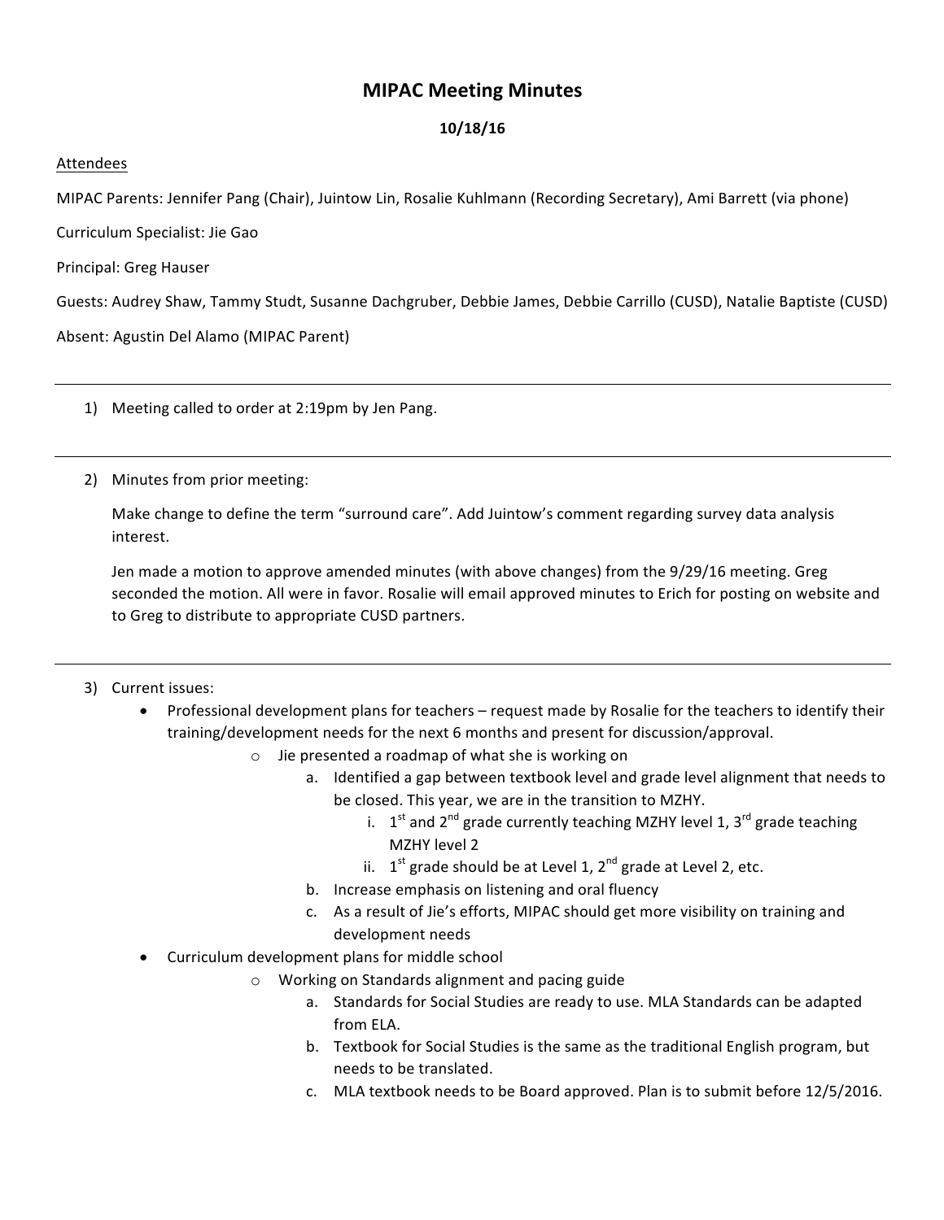# MIPAC Meeting Minutes

**10/18/16**

Attendees

MIPAC Parents: Jennifer Pang (Chair), Juintow Lin, Rosalie Kuhlmann (Recording Secretary), Ami Barrett (via phone)

Curriculum Specialist: Jie Gao

Principal: Greg Hauser

Guests: Audrey Shaw, Tammy Studt, Susanne Dachgruber, Debbie James, Debbie Carrillo (CUSD), Natalie Baptiste (CUSD)

Absent: Agustin Del Alamo (MIPAC Parent)

---

1) Meeting called to order at 2:19pm by Jen Pang.

---

2) Minutes from prior meeting:

   Make change to define the term "surround care". Add Juintow's comment regarding survey data analysis interest.

   Jen made a motion to approve amended minutes (with above changes) from the 9/29/16 meeting. Greg seconded the motion. All were in favor. Rosalie will email approved minutes to Erich for posting on website and to Greg to distribute to appropriate CUSD partners.

---

3) Current issues:
   - Professional development plans for teachers – request made by Rosalie for the teachers to identify their training/development needs for the next 6 months and present for discussion/approval.
     - Jie presented a roadmap of what she is working on
       a. Identified a gap between textbook level and grade level alignment that needs to be closed. This year, we are in the transition to MZHY.
          i. 1st and 2nd grade currently teaching MZHY level 1, 3rd grade teaching MZHY level 2
          ii. 1st grade should be at Level 1, 2nd grade at Level 2, etc.
       b. Increase emphasis on listening and oral fluency
       c. As a result of Jie's efforts, MIPAC should get more visibility on training and development needs
   - Curriculum development plans for middle school
     - Working on Standards alignment and pacing guide
       a. Standards for Social Studies are ready to use. MLA Standards can be adapted from ELA.
       b. Textbook for Social Studies is the same as the traditional English program, but needs to be translated.
       c. MLA textbook needs to be Board approved. Plan is to submit before 12/5/2016.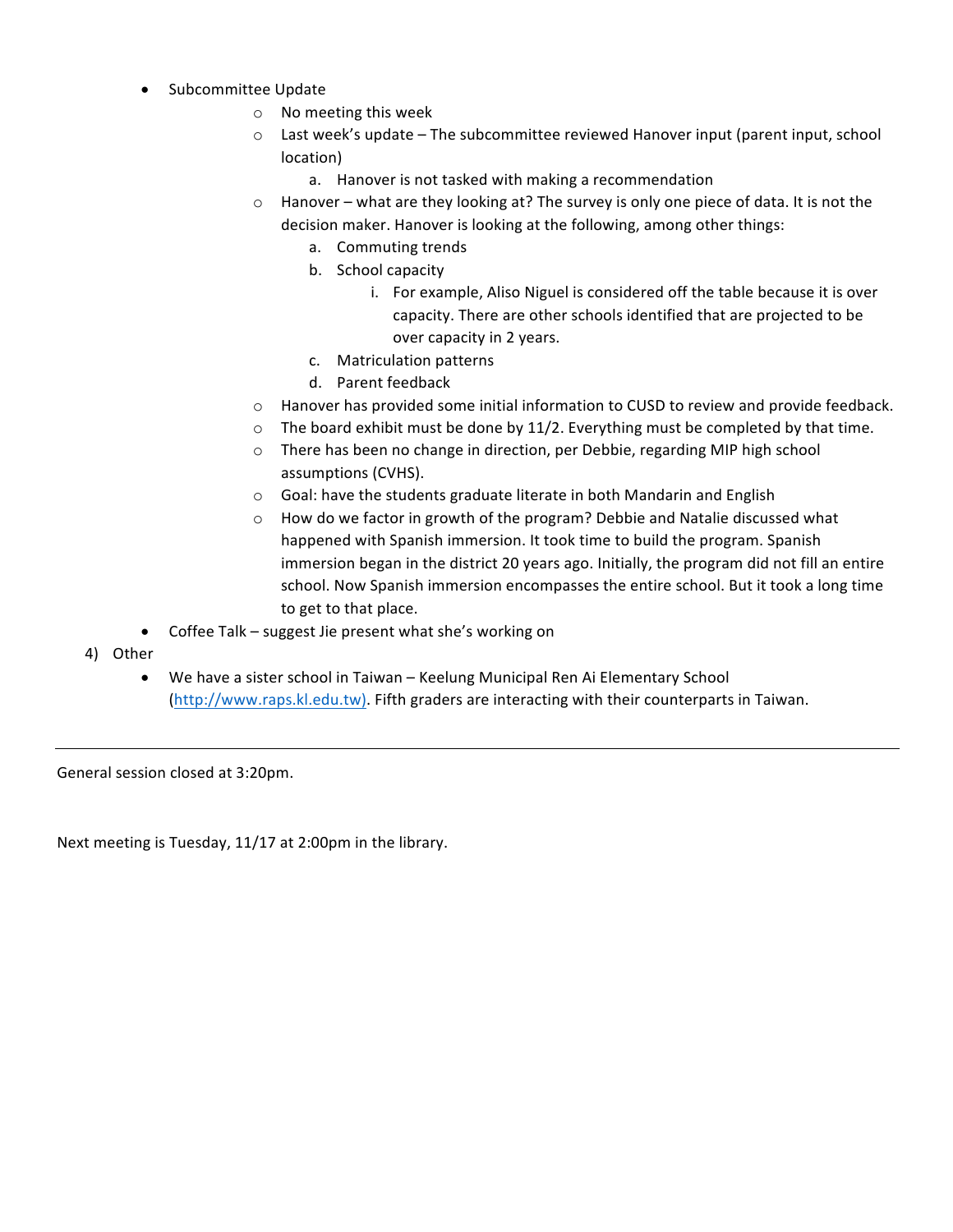- Subcommittee Update
  - No meeting this week
  - Last week's update – The subcommittee reviewed Hanover input (parent input, school location)
    a. Hanover is not tasked with making a recommendation
  - Hanover – what are they looking at? The survey is only one piece of data. It is not the decision maker. Hanover is looking at the following, among other things:
    a. Commuting trends
    b. School capacity
       i. For example, Aliso Niguel is considered off the table because it is over capacity. There are other schools identified that are projected to be over capacity in 2 years.
    c. Matriculation patterns
    d. Parent feedback
  - Hanover has provided some initial information to CUSD to review and provide feedback.
  - The board exhibit must be done by 11/2. Everything must be completed by that time.
  - There has been no change in direction, per Debbie, regarding MIP high school assumptions (CVHS).
  - Goal: have the students graduate literate in both Mandarin and English
  - How do we factor in growth of the program? Debbie and Natalie discussed what happened with Spanish immersion. It took time to build the program. Spanish immersion began in the district 20 years ago. Initially, the program did not fill an entire school. Now Spanish immersion encompasses the entire school. But it took a long time to get to that place.
- Coffee Talk – suggest Jie present what she's working on

4) Other
- We have a sister school in Taiwan – Keelung Municipal Ren Ai Elementary School ([http://www.raps.kl.edu.tw](http://www.raps.kl.edu.tw)). Fifth graders are interacting with their counterparts in Taiwan.

---

General session closed at 3:20pm.

Next meeting is Tuesday, 11/17 at 2:00pm in the library.